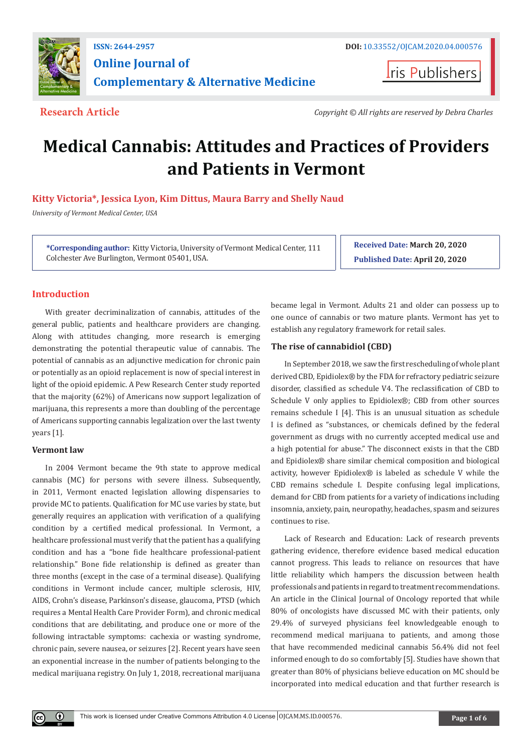Research Article

Copyright © All rights are reserved by Debra Charles

# Medical Cannabis: Attitudes and Practices of Providers and Patients in Vermont

**Kitty Victoria*, Jessica Lyon, Kim Dittus, Maura Barry and Shelly Naud**

*University of Vermont Medical Center, USA*

***Corresponding author:** Kitty Victoria, University of Vermont Medical Center, 111 Colchester Ave Burlington, Vermont 05401, USA.

**Received Date:** March 20, 2020

**Published Date:** April 20, 2020

## Introduction

With greater decriminalization of cannabis, attitudes of the general public, patients and healthcare providers are changing. Along with attitudes changing, more research is emerging demonstrating the potential therapeutic value of cannabis. The potential of cannabis as an adjunctive medication for chronic pain or potentially as an opioid replacement is now of special interest in light of the opioid epidemic. A Pew Research Center study reported that the majority (62%) of Americans now support legalization of marijuana, this represents a more than doubling of the percentage of Americans supporting cannabis legalization over the last twenty years [1].

### Vermont law

In 2004 Vermont became the 9th state to approve medical cannabis (MC) for persons with severe illness. Subsequently, in 2011, Vermont enacted legislation allowing dispensaries to provide MC to patients. Qualification for MC use varies by state, but generally requires an application with verification of a qualifying condition by a certified medical professional. In Vermont, a healthcare professional must verify that the patient has a qualifying condition and has a "bone fide healthcare professional-patient relationship." Bone fide relationship is defined as greater than three months (except in the case of a terminal disease). Qualifying conditions in Vermont include cancer, multiple sclerosis, HIV, AIDS, Crohn's disease, Parkinson's disease, glaucoma, PTSD (which requires a Mental Health Care Provider Form), and chronic medical conditions that are debilitating, and produce one or more of the following intractable symptoms: cachexia or wasting syndrome, chronic pain, severe nausea, or seizures [2]. Recent years have seen an exponential increase in the number of patients belonging to the medical marijuana registry. On July 1, 2018, recreational marijuana became legal in Vermont. Adults 21 and older can possess up to one ounce of cannabis or two mature plants. Vermont has yet to establish any regulatory framework for retail sales.

### The rise of cannabidiol (CBD)

In September 2018, we saw the first rescheduling of whole plant derived CBD, Epidiolex® by the FDA for refractory pediatric seizure disorder, classified as schedule V4. The reclassification of CBD to Schedule V only applies to Epidiolex®; CBD from other sources remains schedule I [4]. This is an unusual situation as schedule I is defined as "substances, or chemicals defined by the federal government as drugs with no currently accepted medical use and a high potential for abuse." The disconnect exists in that the CBD and Epidiolex® share similar chemical composition and biological activity, however Epidiolex® is labeled as schedule V while the CBD remains schedule I. Despite confusing legal implications, demand for CBD from patients for a variety of indications including insomnia, anxiety, pain, neuropathy, headaches, spasm and seizures continues to rise.

Lack of Research and Education: Lack of research prevents gathering evidence, therefore evidence based medical education cannot progress. This leads to reliance on resources that have little reliability which hampers the discussion between health professionals and patients in regard to treatment recommendations. An article in the Clinical Journal of Oncology reported that while 80% of oncologists have discussed MC with their patients, only 29.4% of surveyed physicians feel knowledgeable enough to recommend medical marijuana to patients, and among those that have recommended medicinal cannabis 56.4% did not feel informed enough to do so comfortably [5]. Studies have shown that greater than 80% of physicians believe education on MC should be incorporated into medical education and that further research is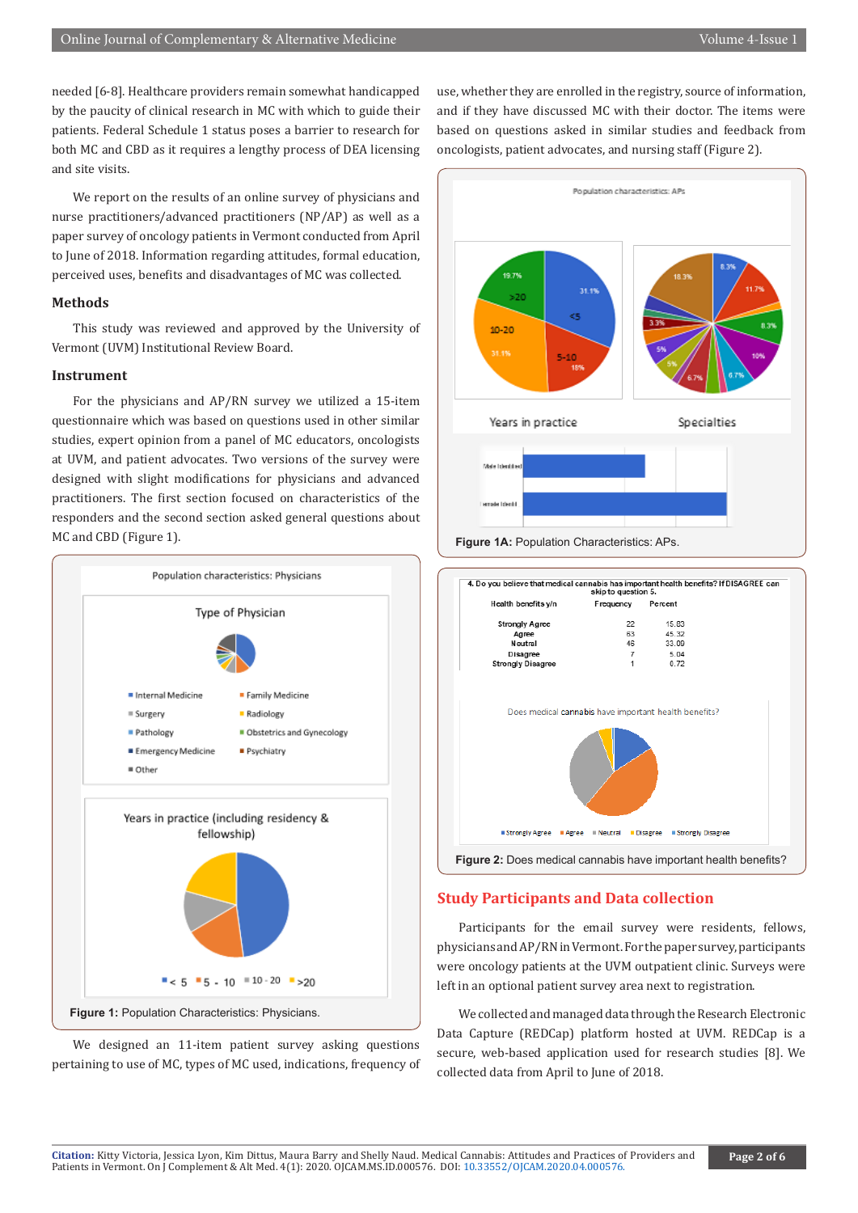needed [6-8]. Healthcare providers remain somewhat handicapped by the paucity of clinical research in MC with which to guide their patients. Federal Schedule 1 status poses a barrier to research for both MC and CBD as it requires a lengthy process of DEA licensing and site visits.

We report on the results of an online survey of physicians and nurse practitioners/advanced practitioners (NP/AP) as well as a paper survey of oncology patients in Vermont conducted from April to June of 2018. Information regarding attitudes, formal education, perceived uses, benefits and disadvantages of MC was collected.

## Methods

This study was reviewed and approved by the University of Vermont (UVM) Institutional Review Board.

### Instrument

For the physicians and AP/RN survey we utilized a 15-item questionnaire which was based on questions used in other similar studies, expert opinion from a panel of MC educators, oncologists at UVM, and patient advocates. Two versions of the survey were designed with slight modifications for physicians and advanced practitioners. The first section focused on characteristics of the responders and the second section asked general questions about MC and CBD (Figure 1).

**Figure 1:** Population Characteristics: Physicians.

We designed an 11-item patient survey asking questions pertaining to use of MC, types of MC used, indications, frequency of use, whether they are enrolled in the registry, source of information, and if they have discussed MC with their doctor. The items were based on questions asked in similar studies and feedback from oncologists, patient advocates, and nursing staff (Figure 2).

**Figure 1A:** Population Characteristics: APs.

4. Do you believe that medical cannabis has important health benefits? If DISAGREE can skip to question 5.

| Health benefits y/n | Frequency | Percent |
|---|---|---|
| Strongly Agree | 22 | 15.83 |
| Agree | 63 | 45.32 |
| Neutral | 46 | 33.09 |
| Disagree | 7 | 5.04 |
| Strongly Disagree | 1 | 0.72 |

**Figure 2:** Does medical cannabis have important health benefits?

## Study Participants and Data collection

Participants for the email survey were residents, fellows, physicians and AP/RN in Vermont. For the paper survey, participants were oncology patients at the UVM outpatient clinic. Surveys were left in an optional patient survey area next to registration.

We collected and managed data through the Research Electronic Data Capture (REDCap) platform hosted at UVM. REDCap is a secure, web-based application used for research studies [8]. We collected data from April to June of 2018.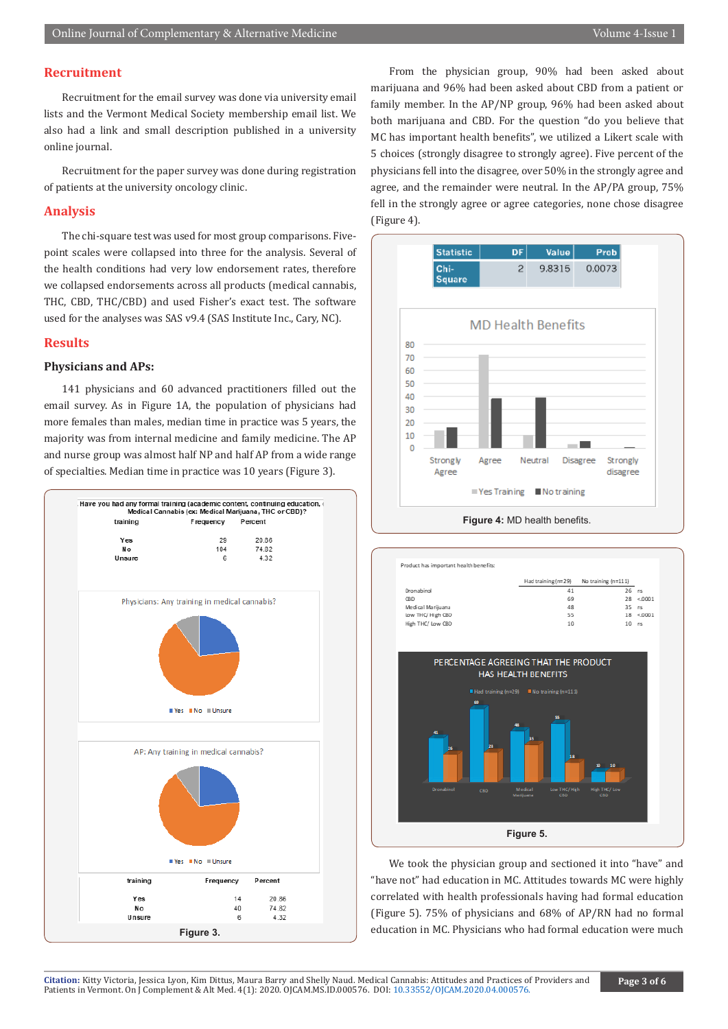## Recruitment

Recruitment for the email survey was done via university email lists and the Vermont Medical Society membership email list. We also had a link and small description published in a university online journal.

Recruitment for the paper survey was done during registration of patients at the university oncology clinic.

## Analysis

The chi-square test was used for most group comparisons. Five-point scales were collapsed into three for the analysis. Several of the health conditions had very low endorsement rates, therefore we collapsed endorsements across all products (medical cannabis, THC, CBD, THC/CBD) and used Fisher's exact test. The software used for the analyses was SAS v9.4 (SAS Institute Inc., Cary, NC).

## Results

### Physicians and APs:

141 physicians and 60 advanced practitioners filled out the email survey. As in Figure 1A, the population of physicians had more females than males, median time in practice was 5 years, the majority was from internal medicine and family medicine. The AP and nurse group was almost half NP and half AP from a wide range of specialties. Median time in practice was 10 years (Figure 3).

Have you had any formal training (academic content, continuing education, Medical Cannabis (ex: Medical Marijuana, THC or CBD)?

| training | Frequency | Percent |
|---|---|---|
| Yes | 29 | 20.86 |
| No | 104 | 74.82 |
| Unsure | 6 | 4.32 |

| training | Frequency | Percent |
|---|---|---|
| Yes | 14 | 20.86 |
| No | 40 | 74.82 |
| Unsure | 6 | 4.32 |

Figure 3.

From the physician group, 90% had been asked about marijuana and 96% had been asked about CBD from a patient or family member. In the AP/NP group, 96% had been asked about both marijuana and CBD. For the question "do you believe that MC has important health benefits", we utilized a Likert scale with 5 choices (strongly disagree to strongly agree). Five percent of the physicians fell into the disagree, over 50% in the strongly agree and agree, and the remainder were neutral. In the AP/PA group, 75% fell in the strongly agree or agree categories, none chose disagree (Figure 4).

| Statistic | DF | Value | Prob |
|---|---|---|---|
| Chi-Square | 2 | 9.8315 | 0.0073 |

**Figure 4:** MD health benefits.

Product has important health benefits:

| | Had training (n=29) | No training (n=111) | |
|---|---|---|---|
| Dronabinol | 41 | 26 | ns |
| CBD | 69 | 28 | <.0001 |
| Medical Marijuana | 48 | 35 | ns |
| Low THC/ High CBD | 55 | 18 | <.0001 |
| High THC/ Low CBD | 10 | 10 | ns |

**Figure 5.**

We took the physician group and sectioned it into "have" and "have not" had education in MC. Attitudes towards MC were highly correlated with health professionals having had formal education (Figure 5). 75% of physicians and 68% of AP/RN had no formal education in MC. Physicians who had formal education were much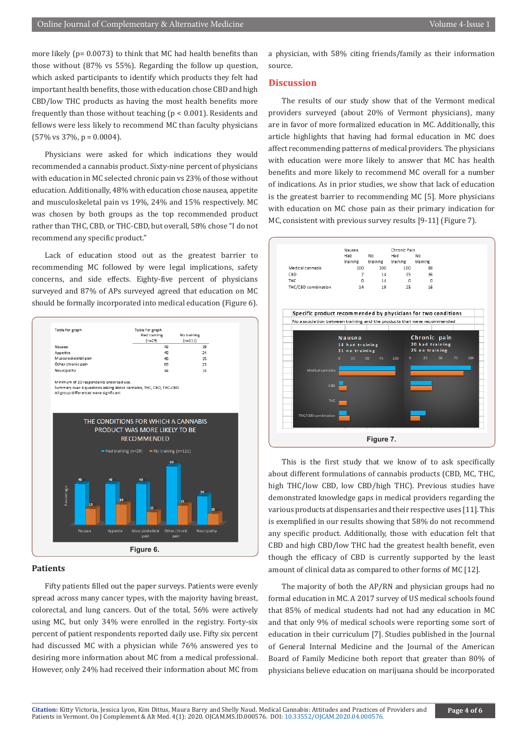more likely (p= 0.0073) to think that MC had health benefits than those without (87% vs 55%). Regarding the follow up question, which asked participants to identify which products they felt had important health benefits, those with education chose CBD and high CBD/low THC products as having the most health benefits more frequently than those without teaching (p < 0.001). Residents and fellows were less likely to recommend MC than faculty physicians (57% vs 37%, p = 0.0004).

Physicians were asked for which indications they would recommended a cannabis product. Sixty-nine percent of physicians with education in MC selected chronic pain vs 23% of those without education. Additionally, 48% with education chose nausea, appetite and musculoskeletal pain vs 19%, 24% and 15% respectively. MC was chosen by both groups as the top recommended product rather than THC, CBD, or THC-CBD, but overall, 58% chose "I do not recommend any specific product."

Lack of education stood out as the greatest barrier to recommending MC followed by were legal implications, safety concerns, and side effects. Eighty-five percent of physicians surveyed and 87% of APs surveyed agreed that education on MC should be formally incorporated into medical education (Figure 6).

| Table for graph | Had training (n=29) | No training (n=111) |
|---|---|---|
| Nausea | 48 | 19 |
| Appetite | 48 | 24 |
| Musculoskeletal pain | 48 | 15 |
| Other chronic pain | 69 | 23 |
| Neuropathy | 34 | 13 |

Minimum of 20 respondents endorsed use.
Summary over 4 questions asking about cannabis, THC, CBD, THC-CBD.
All group differences were significant

Figure 6.

## Patients

Fifty patients filled out the paper surveys. Patients were evenly spread across many cancer types, with the majority having breast, colorectal, and lung cancers. Out of the total, 56% were actively using MC, but only 34% were enrolled in the registry. Forty-six percent of patient respondents reported daily use. Fifty six percent had discussed MC with a physician while 76% answered yes to desiring more information about MC from a medical professional. However, only 24% had received their information about MC from a physician, with 58% citing friends/family as their information source.

## Discussion

The results of our study show that of the Vermont medical providers surveyed (about 20% of Vermont physicians), many are in favor of more formalized education in MC. Additionally, this article highlights that having had formal education in MC does affect recommending patterns of medical providers. The physicians with education were more likely to answer that MC has health benefits and more likely to recommend MC overall for a number of indications. As in prior studies, we show that lack of education is the greatest barrier to recommending MC [5]. More physicians with education on MC chose pain as their primary indication for MC, consistent with previous survey results [9-11] (Figure 7).

| | Nausea Had training | Nausea No training | Chronic Pain Had training | Chronic Pain No training |
|---|---|---|---|---|
| Medical cannabis | 100 | 100 | 100 | 88 |
| CBD | 7 | 14 | 35 | 36 |
| THC | 0 | 14 | 0 | 0 |
| THC/CBD combination | 14 | 19 | 25 | 16 |

Specific product recommended by physicians for two conditions
No association between training and the products that were recommended

Figure 7.

This is the first study that we know of to ask specifically about different formulations of cannabis products (CBD, MC, THC, high THC/low CBD, low CBD/high THC). Previous studies have demonstrated knowledge gaps in medical providers regarding the various products at dispensaries and their respective uses [11]. This is exemplified in our results showing that 58% do not recommend any specific product. Additionally, those with education felt that CBD and high CBD/low THC had the greatest health benefit, even though the efficacy of CBD is currently supported by the least amount of clinical data as compared to other forms of MC [12].

The majority of both the AP/RN and physician groups had no formal education in MC. A 2017 survey of US medical schools found that 85% of medical students had not had any education in MC and that only 9% of medical schools were reporting some sort of education in their curriculum [7]. Studies published in the Journal of General Internal Medicine and the Journal of the American Board of Family Medicine both report that greater than 80% of physicians believe education on marijuana should be incorporated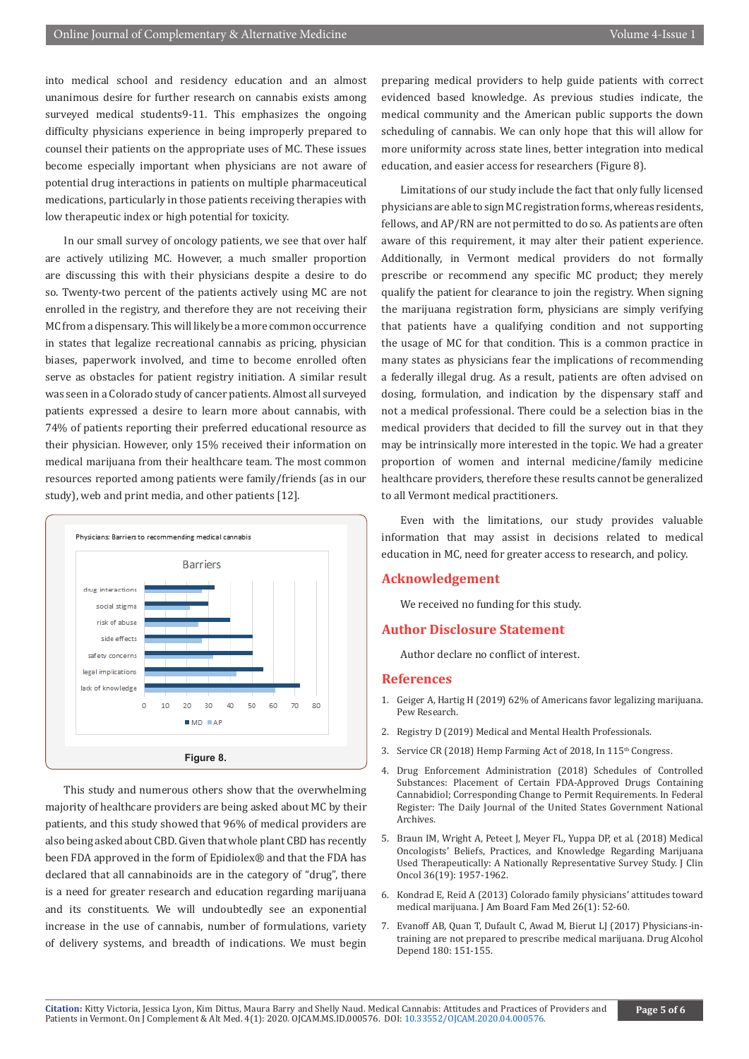into medical school and residency education and an almost unanimous desire for further research on cannabis exists among surveyed medical students9-11. This emphasizes the ongoing difficulty physicians experience in being improperly prepared to counsel their patients on the appropriate uses of MC. These issues become especially important when physicians are not aware of potential drug interactions in patients on multiple pharmaceutical medications, particularly in those patients receiving therapies with low therapeutic index or high potential for toxicity.

In our small survey of oncology patients, we see that over half are actively utilizing MC. However, a much smaller proportion are discussing this with their physicians despite a desire to do so. Twenty-two percent of the patients actively using MC are not enrolled in the registry, and therefore they are not receiving their MC from a dispensary. This will likely be a more common occurrence in states that legalize recreational cannabis as pricing, physician biases, paperwork involved, and time to become enrolled often serve as obstacles for patient registry initiation. A similar result was seen in a Colorado study of cancer patients. Almost all surveyed patients expressed a desire to learn more about cannabis, with 74% of patients reporting their preferred educational resource as their physician. However, only 15% received their information on medical marijuana from their healthcare team. The most common resources reported among patients were family/friends (as in our study), web and print media, and other patients [12].

Physicians: Barriers to recommending medical cannabis

Barriers

| Barrier | MD | AP |
|---|---|---|
| drug interactions | ~33 | ~27 |
| social stigma | ~30 | ~21 |
| risk of abuse | ~40 | ~25 |
| side effects | ~50 | ~27 |
| safety concerns | ~50 | ~32 |
| legal implications | ~55 | ~43 |
| lack of knowledge | ~72 | ~61 |

**Figure 8.**

This study and numerous others show that the overwhelming majority of healthcare providers are being asked about MC by their patients, and this study showed that 96% of medical providers are also being asked about CBD. Given that whole plant CBD has recently been FDA approved in the form of Epidiolex® and that the FDA has declared that all cannabinoids are in the category of "drug", there is a need for greater research and education regarding marijuana and its constituents. We will undoubtedly see an exponential increase in the use of cannabis, number of formulations, variety of delivery systems, and breadth of indications. We must begin preparing medical providers to help guide patients with correct evidenced based knowledge. As previous studies indicate, the medical community and the American public supports the down scheduling of cannabis. We can only hope that this will allow for more uniformity across state lines, better integration into medical education, and easier access for researchers (Figure 8).

Limitations of our study include the fact that only fully licensed physicians are able to sign MC registration forms, whereas residents, fellows, and AP/RN are not permitted to do so. As patients are often aware of this requirement, it may alter their patient experience. Additionally, in Vermont medical providers do not formally prescribe or recommend any specific MC product; they merely qualify the patient for clearance to join the registry. When signing the marijuana registration form, physicians are simply verifying that patients have a qualifying condition and not supporting the usage of MC for that condition. This is a common practice in many states as physicians fear the implications of recommending a federally illegal drug. As a result, patients are often advised on dosing, formulation, and indication by the dispensary staff and not a medical professional. There could be a selection bias in the medical providers that decided to fill the survey out in that they may be intrinsically more interested in the topic. We had a greater proportion of women and internal medicine/family medicine healthcare providers, therefore these results cannot be generalized to all Vermont medical practitioners.

Even with the limitations, our study provides valuable information that may assist in decisions related to medical education in MC, need for greater access to research, and policy.

## Acknowledgement

We received no funding for this study.

## Author Disclosure Statement

Author declare no conflict of interest.

## References

1. Geiger A, Hartig H (2019) 62% of Americans favor legalizing marijuana. Pew Research.
2. Registry D (2019) Medical and Mental Health Professionals.
3. Service CR (2018) Hemp Farming Act of 2018, In 115th Congress.
4. Drug Enforcement Administration (2018) Schedules of Controlled Substances: Placement of Certain FDA-Approved Drugs Containing Cannabidiol; Corresponding Change to Permit Requirements. In Federal Register: The Daily Journal of the United States Government National Archives.
5. Braun IM, Wright A, Peteet J, Meyer FL, Yuppa DP, et al. (2018) Medical Oncologists' Beliefs, Practices, and Knowledge Regarding Marijuana Used Therapeutically: A Nationally Representative Survey Study. J Clin Oncol 36(19): 1957-1962.
6. Kondrad E, Reid A (2013) Colorado family physicians' attitudes toward medical marijuana. J Am Board Fam Med 26(1): 52-60.
7. Evanoff AB, Quan T, Dufault C, Awad M, Bierut LJ (2017) Physicians-in-training are not prepared to prescribe medical marijuana. Drug Alcohol Depend 180: 151-155.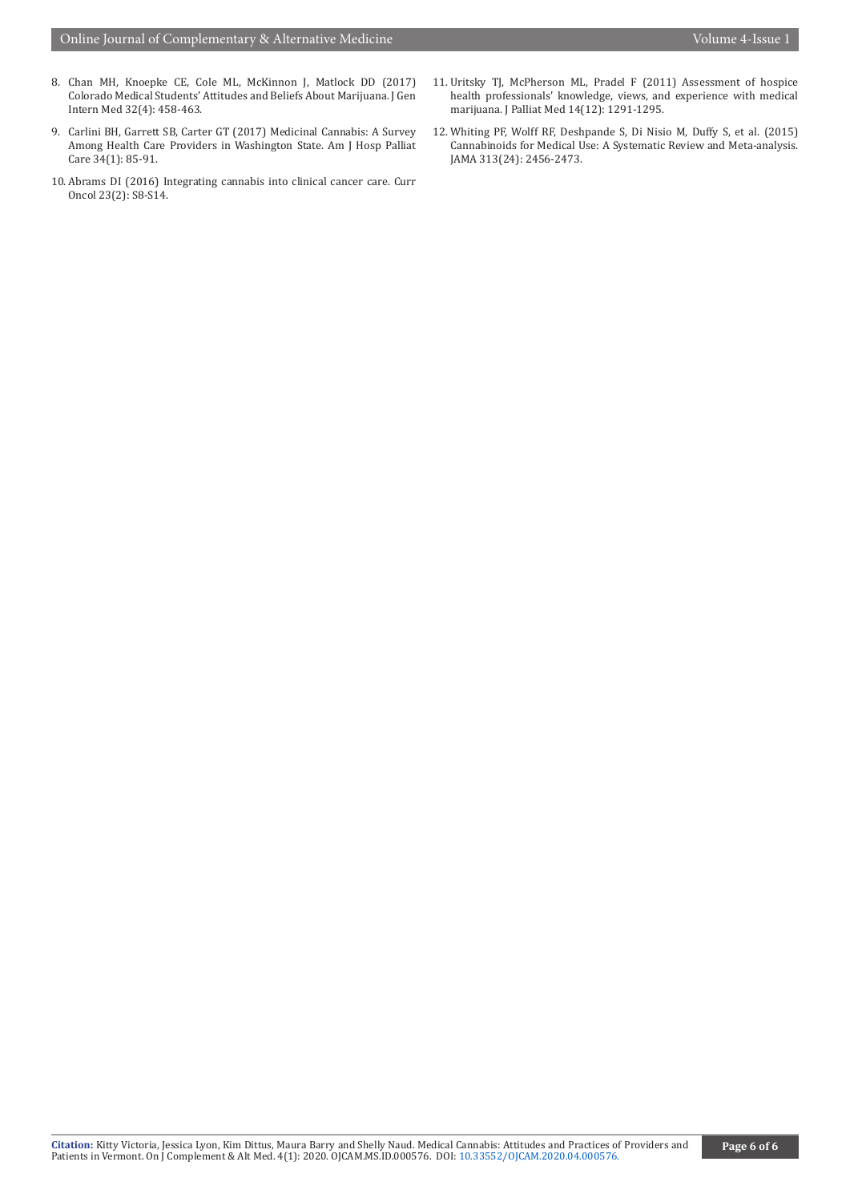8. Chan MH, Knoepke CE, Cole ML, McKinnon J, Matlock DD (2017) Colorado Medical Students' Attitudes and Beliefs About Marijuana. J Gen Intern Med 32(4): 458-463.
9. Carlini BH, Garrett SB, Carter GT (2017) Medicinal Cannabis: A Survey Among Health Care Providers in Washington State. Am J Hosp Palliat Care 34(1): 85-91.
10. Abrams DI (2016) Integrating cannabis into clinical cancer care. Curr Oncol 23(2): S8-S14.
11. Uritsky TJ, McPherson ML, Pradel F (2011) Assessment of hospice health professionals' knowledge, views, and experience with medical marijuana. J Palliat Med 14(12): 1291-1295.
12. Whiting PF, Wolff RF, Deshpande S, Di Nisio M, Duffy S, et al. (2015) Cannabinoids for Medical Use: A Systematic Review and Meta-analysis. JAMA 313(24): 2456-2473.